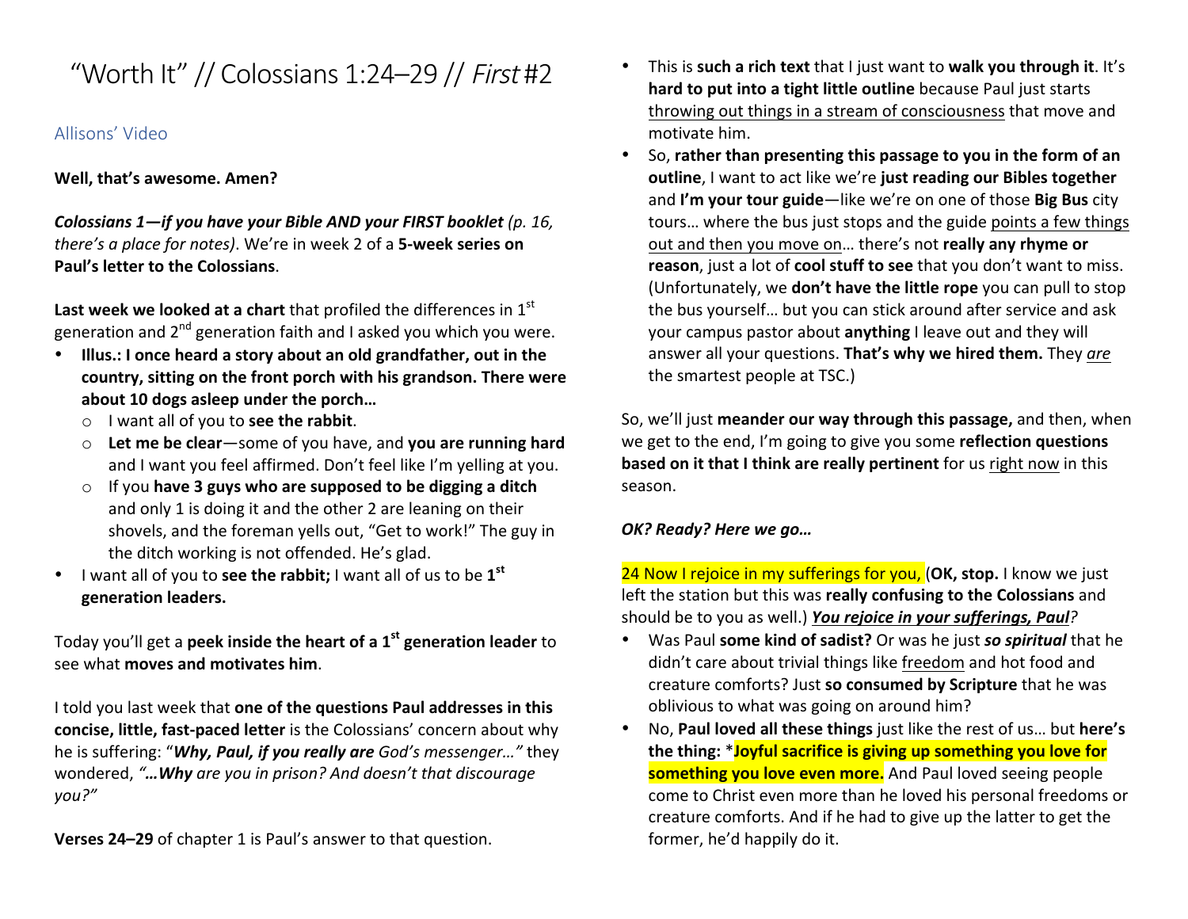# "Worth It" // Colossians 1:24–29 // *First* #2

## Allisons' Video

**Well, that's awesome. Amen?**

***Colossians 1—if you have your Bible AND your FIRST booklet** (p. 16, there's a place for notes)*. We're in week 2 of a **5-week series on Paul's letter to the Colossians**.

**Last week we looked at a chart** that profiled the differences in 1st generation and 2nd generation faith and I asked you which you were.

- **Illus.: I once heard a story about an old grandfather, out in the country, sitting on the front porch with his grandson. There were about 10 dogs asleep under the porch…**
  - I want all of you to **see the rabbit**.
  - **Let me be clear**—some of you have, and **you are running hard** and I want you feel affirmed. Don't feel like I'm yelling at you.
  - If you **have 3 guys who are supposed to be digging a ditch** and only 1 is doing it and the other 2 are leaning on their shovels, and the foreman yells out, "Get to work!" The guy in the ditch working is not offended. He's glad.
- I want all of you to **see the rabbit;** I want all of us to be **1st generation leaders.**

Today you'll get a **peek inside the heart of a 1st generation leader** to see what **moves and motivates him**.

I told you last week that **one of the questions Paul addresses in this concise, little, fast-paced letter** is the Colossians' concern about why he is suffering: "***Why, Paul, if you really are*** *God's messenger…"* they wondered, *"**…Why** are you in prison? And doesn't that discourage you?"*

**Verses 24–29** of chapter 1 is Paul's answer to that question.

- This is **such a rich text** that I just want to **walk you through it**. It's **hard to put into a tight little outline** because Paul just starts throwing out things in a stream of consciousness that move and motivate him.
- So, **rather than presenting this passage to you in the form of an outline**, I want to act like we're **just reading our Bibles together** and **I'm your tour guide**—like we're on one of those **Big Bus** city tours… where the bus just stops and the guide points a few things out and then you move on… there's not **really any rhyme or reason**, just a lot of **cool stuff to see** that you don't want to miss. (Unfortunately, we **don't have the little rope** you can pull to stop the bus yourself… but you can stick around after service and ask your campus pastor about **anything** I leave out and they will answer all your questions. **That's why we hired them.** They *are* the smartest people at TSC.)

So, we'll just **meander our way through this passage,** and then, when we get to the end, I'm going to give you some **reflection questions based on it that I think are really pertinent** for us right now in this season.

***OK? Ready? Here we go…***

24 Now I rejoice in my sufferings for you, (**OK, stop.** I know we just left the station but this was **really confusing to the Colossians** and should be to you as well.) ***You rejoice in your sufferings, Paul****?*

- Was Paul **some kind of sadist?** Or was he just ***so spiritual*** that he didn't care about trivial things like freedom and hot food and creature comforts? Just **so consumed by Scripture** that he was oblivious to what was going on around him?
- No, **Paul loved all these things** just like the rest of us… but **here's the thing:** ***Joyful sacrifice is giving up something you love for something you love even more.** And Paul loved seeing people come to Christ even more than he loved his personal freedoms or creature comforts. And if he had to give up the latter to get the former, he'd happily do it.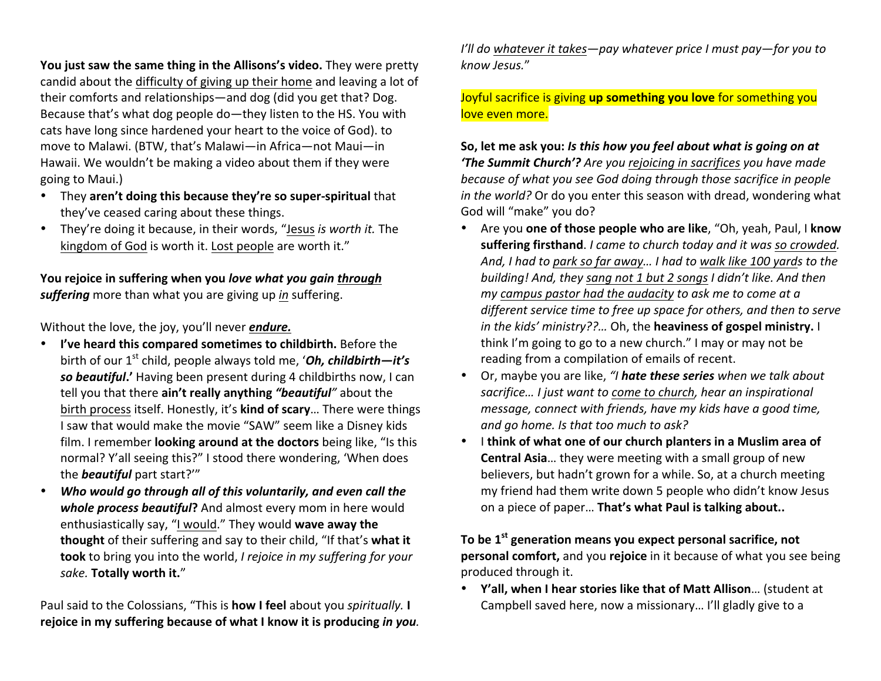**You just saw the same thing in the Allisons's video.** They were pretty candid about the difficulty of giving up their home and leaving a lot of their comforts and relationships—and dog (did you get that? Dog. Because that's what dog people do—they listen to the HS. You with cats have long since hardened your heart to the voice of God). to move to Malawi. (BTW, that's Malawi—in Africa—not Maui—in Hawaii. We wouldn't be making a video about them if they were going to Maui.)

- They **aren't doing this because they're so super-spiritual** that they've ceased caring about these things.
- They're doing it because, in their words, "Jesus *is worth it.* The kingdom of God is worth it. Lost people are worth it."

**You rejoice in suffering when you *love what you gain through suffering*** more than what you are giving up *in* suffering.

Without the love, the joy, you'll never ***endure.***

- **I've heard this compared sometimes to childbirth.** Before the birth of our 1st child, people always told me, '***Oh, childbirth—it's so beautiful*.'** Having been present during 4 childbirths now, I can tell you that there **ain't really anything *"beautiful"*** about the birth process itself. Honestly, it's **kind of scary**… There were things I saw that would make the movie "SAW" seem like a Disney kids film. I remember **looking around at the doctors** being like, "Is this normal? Y'all seeing this?" I stood there wondering, 'When does the ***beautiful*** part start?'"
- ***Who would go through all of this voluntarily, and even call the whole process beautiful*?** And almost every mom in here would enthusiastically say, "I would." They would **wave away the thought** of their suffering and say to their child, "If that's **what it took** to bring you into the world, *I rejoice in my suffering for your sake.* **Totally worth it.**"

Paul said to the Colossians, "This is **how I feel** about you *spiritually.* **I rejoice in my suffering because of what I know it is producing *in you.*** *I'll do whatever it takes—pay whatever price I must pay—for you to know Jesus.*"

Joyful sacrifice is giving **up something you love** for something you love even more.

**So, let me ask you: *Is this how you feel about what is going on at 'The Summit Church'?*** *Are you rejoicing in sacrifices you have made because of what you see God doing through those sacrifice in people in the world?* Or do you enter this season with dread, wondering what God will "make" you do?

- Are you **one of those people who are like**, "Oh, yeah, Paul, I **know suffering firsthand**. *I came to church today and it was so crowded. And, I had to park so far away… I had to walk like 100 yards to the building! And, they sang not 1 but 2 songs I didn't like. And then my campus pastor had the audacity to ask me to come at a different service time to free up space for others, and then to serve in the kids' ministry??…* Oh, the **heaviness of gospel ministry.** I think I'm going to go to a new church." I may or may not be reading from a compilation of emails of recent.
- Or, maybe you are like, *"I **hate these series** when we talk about sacrifice… I just want to come to church, hear an inspirational message, connect with friends, have my kids have a good time, and go home. Is that too much to ask?*
- I **think of what one of our church planters in a Muslim area of Central Asia**… they were meeting with a small group of new believers, but hadn't grown for a while. So, at a church meeting my friend had them write down 5 people who didn't know Jesus on a piece of paper… **That's what Paul is talking about..**

**To be 1st generation means you expect personal sacrifice, not personal comfort,** and you **rejoice** in it because of what you see being produced through it.

- **Y'all, when I hear stories like that of Matt Allison**… (student at Campbell saved here, now a missionary… I'll gladly give to a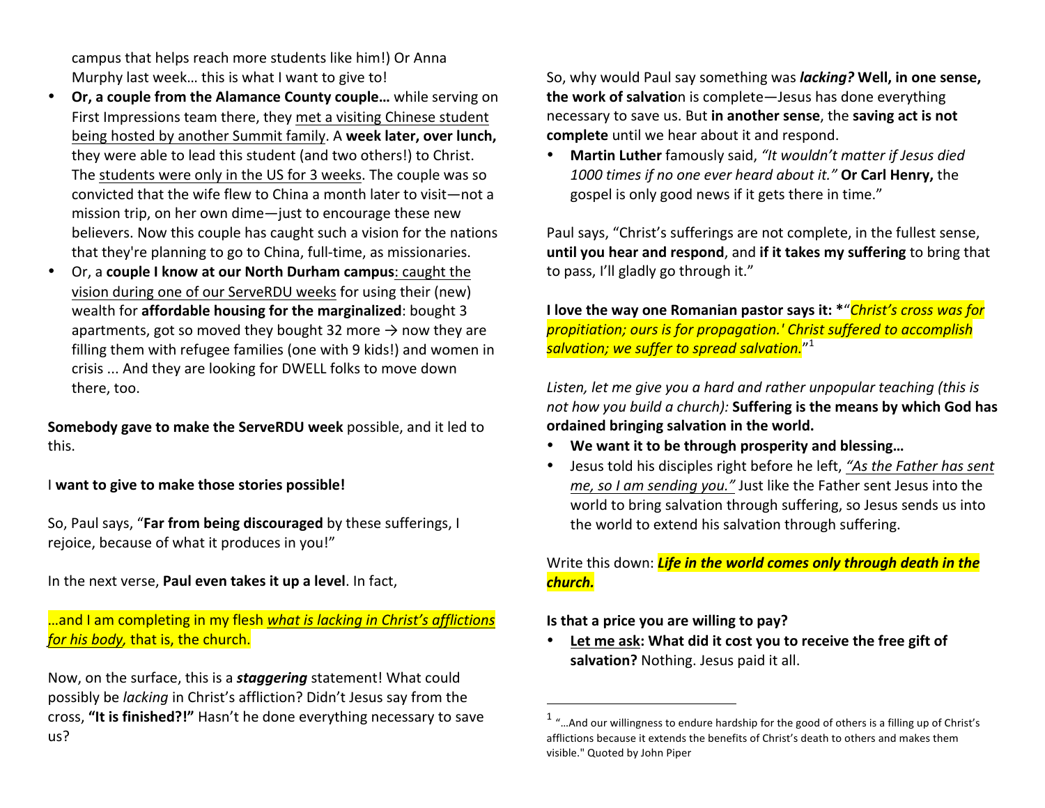campus that helps reach more students like him!) Or Anna Murphy last week… this is what I want to give to!

- **Or, a couple from the Alamance County couple…** while serving on First Impressions team there, they met a visiting Chinese student being hosted by another Summit family. A **week later, over lunch,** they were able to lead this student (and two others!) to Christ. The students were only in the US for 3 weeks. The couple was so convicted that the wife flew to China a month later to visit—not a mission trip, on her own dime—just to encourage these new believers. Now this couple has caught such a vision for the nations that they're planning to go to China, full-time, as missionaries.
- Or, a **couple I know at our North Durham campus**: caught the vision during one of our ServeRDU weeks for using their (new) wealth for **affordable housing for the marginalized**: bought 3 apartments, got so moved they bought 32 more → now they are filling them with refugee families (one with 9 kids!) and women in crisis ... And they are looking for DWELL folks to move down there, too.

**Somebody gave to make the ServeRDU week** possible, and it led to this.

I **want to give to make those stories possible!**

So, Paul says, "**Far from being discouraged** by these sufferings, I rejoice, because of what it produces in you!"

In the next verse, **Paul even takes it up a level**. In fact,

…and I am completing in my flesh *what is lacking in Christ's afflictions for his body*, that is, the church.

Now, on the surface, this is a ***staggering*** statement! What could possibly be *lacking* in Christ's affliction? Didn't Jesus say from the cross, **"It is finished?!"** Hasn't he done everything necessary to save us?

So, why would Paul say something was ***lacking?*** **Well, in one sense, the work of salvatio**n is complete—Jesus has done everything necessary to save us. But **in another sense**, the **saving act is not complete** until we hear about it and respond.

- **Martin Luther** famously said, *"It wouldn't matter if Jesus died 1000 times if no one ever heard about it."* **Or Carl Henry,** the gospel is only good news if it gets there in time."

Paul says, "Christ's sufferings are not complete, in the fullest sense, **until you hear and respond**, and **if it takes my suffering** to bring that to pass, I'll gladly go through it."

**I love the way one Romanian pastor says it: \***"*Christ's cross was for propitiation; ours is for propagation.' Christ suffered to accomplish salvation; we suffer to spread salvation.*"[1]

*Listen, let me give you a hard and rather unpopular teaching (this is not how you build a church):* **Suffering is the means by which God has ordained bringing salvation in the world.**

- **We want it to be through prosperity and blessing…**
- Jesus told his disciples right before he left, *"As the Father has sent me, so I am sending you."* Just like the Father sent Jesus into the world to bring salvation through suffering, so Jesus sends us into the world to extend his salvation through suffering.

Write this down: ***Life in the world comes only through death in the church.***

**Is that a price you are willing to pay?**

- **Let me ask: What did it cost you to receive the free gift of salvation?** Nothing. Jesus paid it all.

---

[1] "…And our willingness to endure hardship for the good of others is a filling up of Christ's afflictions because it extends the benefits of Christ's death to others and makes them visible." Quoted by John Piper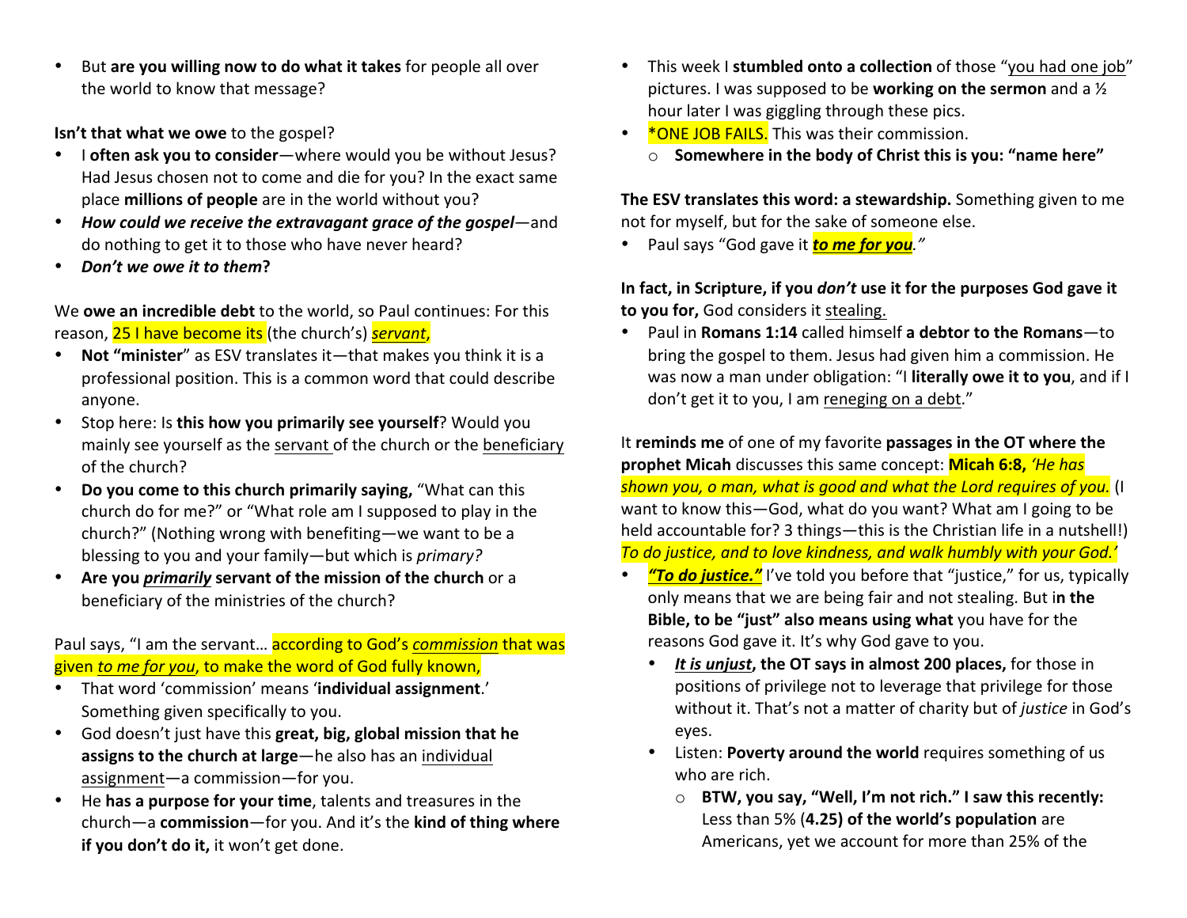- But **are you willing now to do what it takes** for people all over the world to know that message?

**Isn't that what we owe** to the gospel?

- I **often ask you to consider**—where would you be without Jesus? Had Jesus chosen not to come and die for you? In the exact same place **millions of people** are in the world without you?
- ***How could we receive the extravagant grace of the gospel***—and do nothing to get it to those who have never heard?
- ***Don't we owe it to them*****?**

We **owe an incredible debt** to the world, so Paul continues: For this reason, 25 I have become its (the church's) ***servant***,

- **Not "minister**" as ESV translates it—that makes you think it is a professional position. This is a common word that could describe anyone.
- Stop here: Is **this how you primarily see yourself**? Would you mainly see yourself as the servant of the church or the beneficiary of the church?
- **Do you come to this church primarily saying,** "What can this church do for me?" or "What role am I supposed to play in the church?" (Nothing wrong with benefiting—we want to be a blessing to you and your family—but which is *primary?*
- **Are you *primarily* servant of the mission of the church** or a beneficiary of the ministries of the church?

Paul says, "I am the servant… according to God's *commission* that was given *to me for you*, to make the word of God fully known,

- That word 'commission' means '**individual assignment**.' Something given specifically to you.
- God doesn't just have this **great, big, global mission that he assigns to the church at large**—he also has an individual assignment—a commission—for you.
- He **has a purpose for your time**, talents and treasures in the church—a **commission**—for you. And it's the **kind of thing where if you don't do it,** it won't get done.

- This week I **stumbled onto a collection** of those "you had one job" pictures. I was supposed to be **working on the sermon** and a ½ hour later I was giggling through these pics.
- *ONE JOB FAILS. This was their commission.
  - **Somewhere in the body of Christ this is you: "name here"**

**The ESV translates this word: a stewardship.** Something given to me not for myself, but for the sake of someone else.

- Paul says "God gave it ***to me for you****."*

**In fact, in Scripture, if you *don't* use it for the purposes God gave it to you for,** God considers it stealing.

- Paul in **Romans 1:14** called himself **a debtor to the Romans**—to bring the gospel to them. Jesus had given him a commission. He was now a man under obligation: "I **literally owe it to you**, and if I don't get it to you, I am reneging on a debt."

It **reminds me** of one of my favorite **passages in the OT where the prophet Micah** discusses this same concept: **Micah 6:8,** *'He has shown you, o man, what is good and what the Lord requires of you.* (I want to know this—God, what do you want? What am I going to be held accountable for? 3 things—this is the Christian life in a nutshell!) *To do justice, and to love kindness, and walk humbly with your God.'*

- ***"To do justice."*** I've told you before that "justice," for us, typically only means that we are being fair and not stealing. But i**n the Bible, to be "just" also means using what** you have for the reasons God gave it. It's why God gave to you.
  - ***It is unjust*****, the OT says in almost 200 places,** for those in positions of privilege not to leverage that privilege for those without it. That's not a matter of charity but of *justice* in God's eyes.
  - Listen: **Poverty around the world** requires something of us who are rich.
    - **BTW, you say, "Well, I'm not rich." I saw this recently:** Less than 5% (**4.25) of the world's population** are Americans, yet we account for more than 25% of the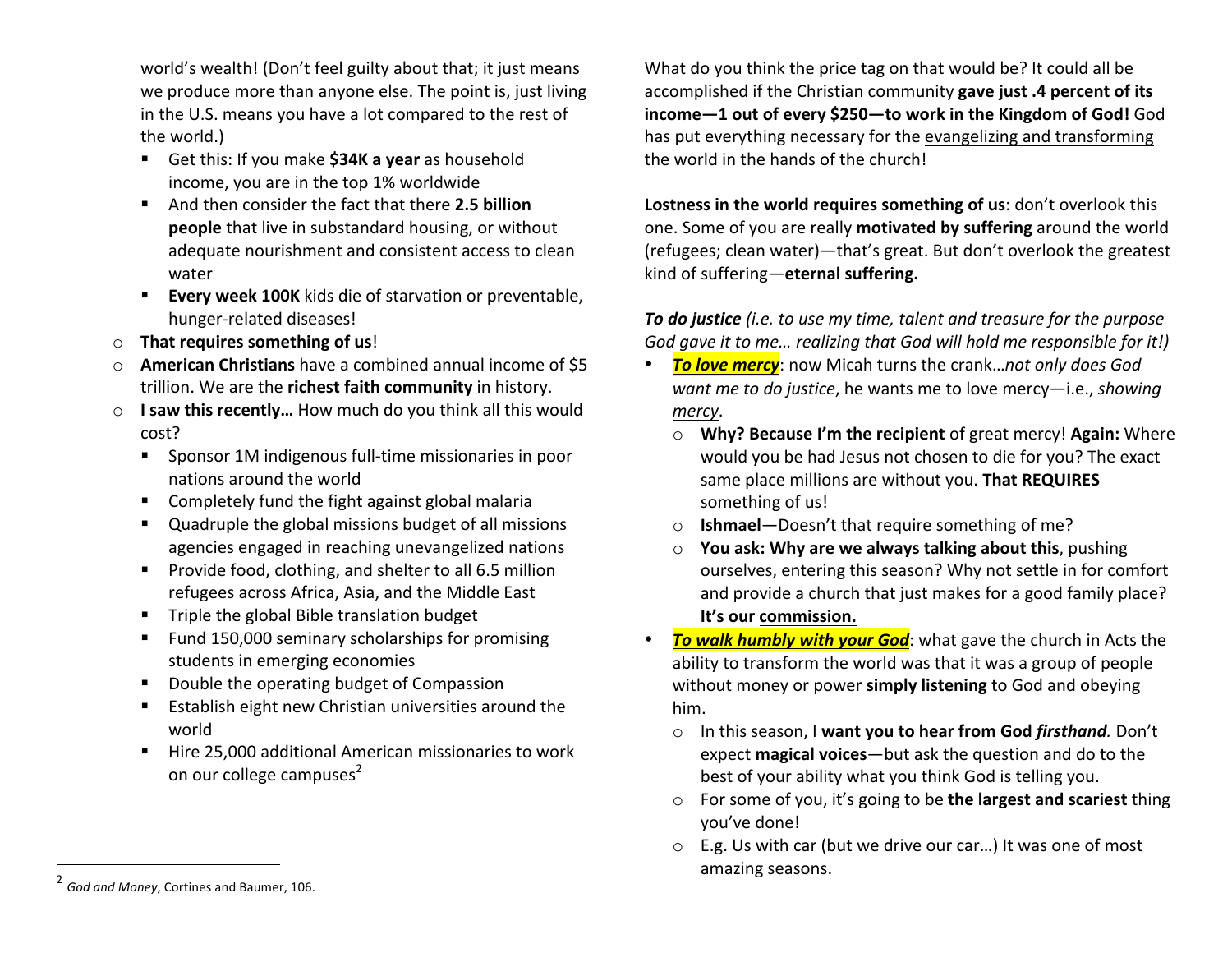world's wealth! (Don't feel guilty about that; it just means we produce more than anyone else. The point is, just living in the U.S. means you have a lot compared to the rest of the world.)

- Get this: If you make **$34K a year** as household income, you are in the top 1% worldwide
- And then consider the fact that there **2.5 billion people** that live in <u>substandard housing</u>, or without adequate nourishment and consistent access to clean water
- **Every week 100K** kids die of starvation or preventable, hunger-related diseases!

- **That requires something of us**!
- **American Christians** have a combined annual income of $5 trillion. We are the **richest faith community** in history.
- **I saw this recently…** How much do you think all this would cost?
  - Sponsor 1M indigenous full-time missionaries in poor nations around the world
  - Completely fund the fight against global malaria
  - Quadruple the global missions budget of all missions agencies engaged in reaching unevangelized nations
  - Provide food, clothing, and shelter to all 6.5 million refugees across Africa, Asia, and the Middle East
  - Triple the global Bible translation budget
  - Fund 150,000 seminary scholarships for promising students in emerging economies
  - Double the operating budget of Compassion
  - Establish eight new Christian universities around the world
  - Hire 25,000 additional American missionaries to work on our college campuses[2]

What do you think the price tag on that would be? It could all be accomplished if the Christian community **gave just .4 percent of its income—1 out of every $250—to work in the Kingdom of God!** God has put everything necessary for the <u>evangelizing and transforming</u> the world in the hands of the church!

**Lostness in the world requires something of us**: don't overlook this one. Some of you are really **motivated by suffering** around the world (refugees; clean water)—that's great. But don't overlook the greatest kind of suffering—**eternal suffering.**

***To do justice*** *(i.e. to use my time, talent and treasure for the purpose God gave it to me… realizing that God will hold me responsible for it!)*

- ***<u>To love mercy</u>***: now Micah turns the crank…*<u>not only does God want me to do justice</u>*, he wants me to love mercy—i.e., *<u>showing mercy</u>*.
  - **Why? Because I'm the recipient** of great mercy! **Again:** Where would you be had Jesus not chosen to die for you? The exact same place millions are without you. **That REQUIRES** something of us!
  - **Ishmael**—Doesn't that require something of me?
  - **You ask: Why are we always talking about this**, pushing ourselves, entering this season? Why not settle in for comfort and provide a church that just makes for a good family place? **It's our <u>commission.</u>**
- ***<u>To walk humbly with your God</u>***: what gave the church in Acts the ability to transform the world was that it was a group of people without money or power **simply listening** to God and obeying him.
  - In this season, I **want you to hear from God *firsthand*.** Don't expect **magical voices**—but ask the question and do to the best of your ability what you think God is telling you.
  - For some of you, it's going to be **the largest and scariest** thing you've done!
  - E.g. Us with car (but we drive our car…) It was one of most amazing seasons.

---

[2] *God and Money*, Cortines and Baumer, 106.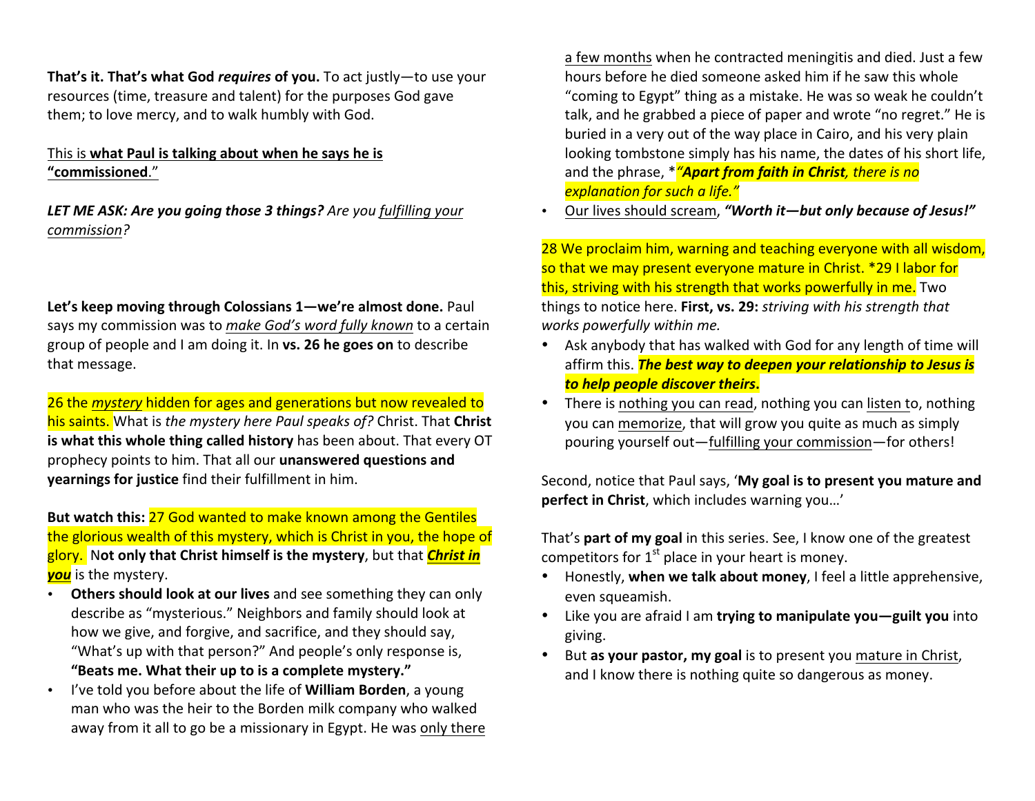**That's it. That's what God *requires* of you.** To act justly—to use your resources (time, treasure and talent) for the purposes God gave them; to love mercy, and to walk humbly with God.

<u>This is **what Paul is talking about when he says he is "commissioned**."</u>

***LET ME ASK: Are you going those 3 things?*** *Are you <u>fulfilling your commission</u>?*

**Let's keep moving through Colossians 1—we're almost done.** Paul says my commission was to *<u>make God's word fully known</u>* to a certain group of people and I am doing it. In **vs. 26 he goes on** to describe that message.

26 the *<u>mystery</u>* hidden for ages and generations but now revealed to his saints. What is *the mystery here Paul speaks of?* Christ. That **Christ is what this whole thing called history** has been about. That every OT prophecy points to him. That all our **unanswered questions and yearnings for justice** find their fulfillment in him.

**But watch this:** 27 God wanted to make known among the Gentiles the glorious wealth of this mystery, which is Christ in you, the hope of glory. N**ot only that Christ himself is the mystery**, but that ***<u>Christ in you</u>*** is the mystery.

- **Others should look at our lives** and see something they can only describe as "mysterious." Neighbors and family should look at how we give, and forgive, and sacrifice, and they should say, "What's up with that person?" And people's only response is, **"Beats me. What their up to is a complete mystery."**
- I've told you before about the life of **William Borden**, a young man who was the heir to the Borden milk company who walked away from it all to go be a missionary in Egypt. He was <u>only there a few months</u> when he contracted meningitis and died. Just a few hours before he died someone asked him if he saw this whole "coming to Egypt" thing as a mistake. He was so weak he couldn't talk, and he grabbed a piece of paper and wrote "no regret." He is buried in a very out of the way place in Cairo, and his very plain looking tombstone simply has his name, the dates of his short life, and the phrase, **"Apart from faith in Christ*, there is no explanation for such a life."*
- <u>Our lives should scream</u>, ***"Worth it—but only because of Jesus!"***

28 We proclaim him, warning and teaching everyone with all wisdom, so that we may present everyone mature in Christ. *29 I labor for this, striving with his strength that works powerfully in me. Two things to notice here. **First, vs. 29:** *striving with his strength that works powerfully within me.*

- Ask anybody that has walked with God for any length of time will affirm this. ***The best way to deepen your relationship to Jesus is to help people discover theirs.***
- There is <u>nothing you can read</u>, nothing you can <u>listen t</u>o, nothing you can <u>memorize</u>, that will grow you quite as much as simply pouring yourself out—<u>fulfilling your commission</u>—for others!

Second, notice that Paul says, '**My goal is to present you mature and perfect in Christ**, which includes warning you…'

That's **part of my goal** in this series. See, I know one of the greatest competitors for 1st place in your heart is money.

- Honestly, **when we talk about money**, I feel a little apprehensive, even squeamish.
- Like you are afraid I am **trying to manipulate you—guilt you** into giving.
- But **as your pastor, my goal** is to present you <u>mature in Christ</u>, and I know there is nothing quite so dangerous as money.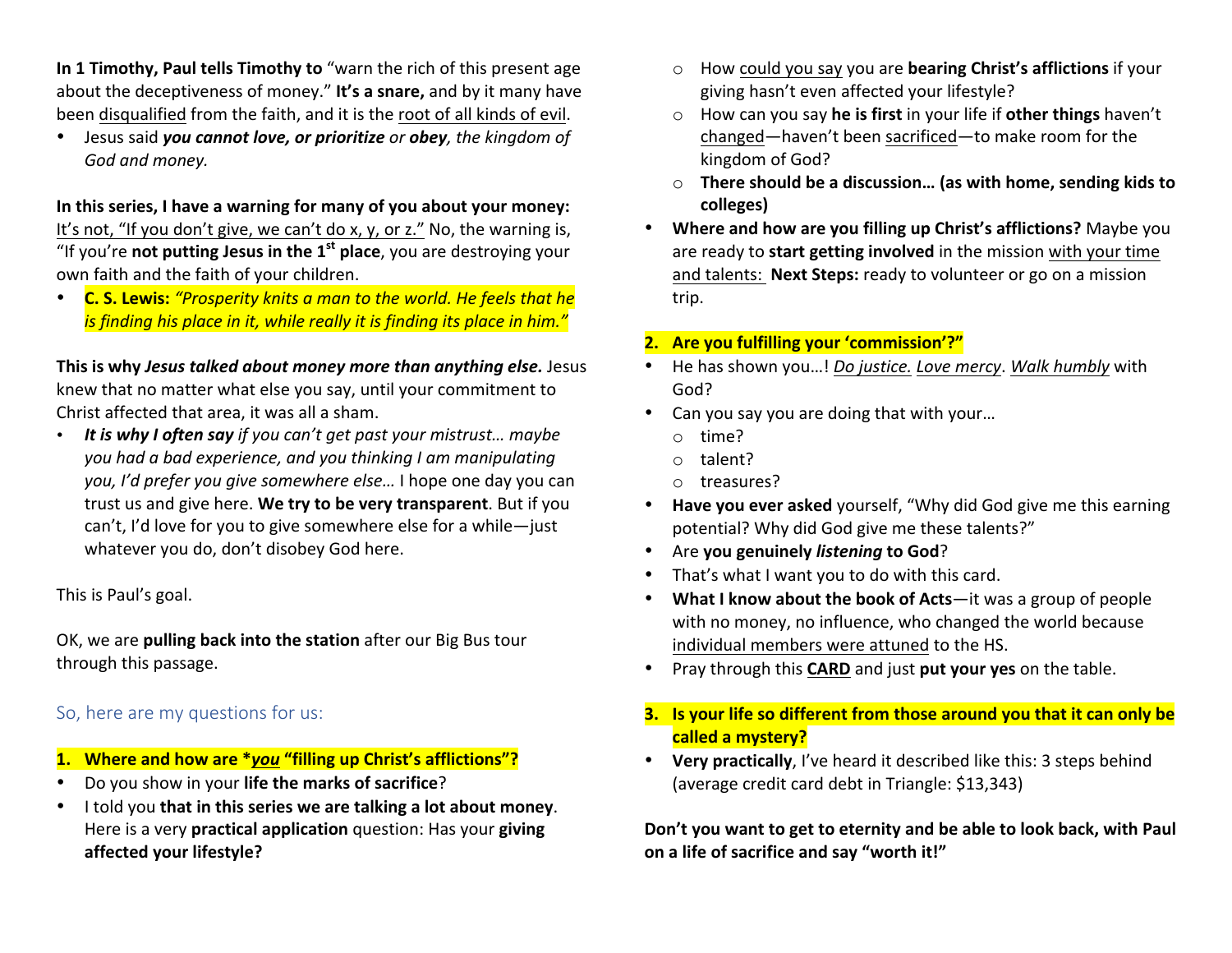**In 1 Timothy, Paul tells Timothy to** "warn the rich of this present age about the deceptiveness of money." **It's a snare,** and by it many have been disqualified from the faith, and it is the root of all kinds of evil.

- Jesus said ***you cannot love, or prioritize*** *or* ***obey****, the kingdom of God and money.*

**In this series, I have a warning for many of you about your money:** It's not, "If you don't give, we can't do x, y, or z." No, the warning is, "If you're **not putting Jesus in the 1st place**, you are destroying your own faith and the faith of your children.

- **C. S. Lewis:** *"Prosperity knits a man to the world. He feels that he is finding his place in it, while really it is finding its place in him."*

**This is why *Jesus talked about money more than anything else.*** Jesus knew that no matter what else you say, until your commitment to Christ affected that area, it was all a sham.

- ***It is why I often say*** *if you can't get past your mistrust… maybe you had a bad experience, and you thinking I am manipulating you, I'd prefer you give somewhere else…* I hope one day you can trust us and give here. **We try to be very transparent**. But if you can't, I'd love for you to give somewhere else for a while—just whatever you do, don't disobey God here.

This is Paul's goal.

OK, we are **pulling back into the station** after our Big Bus tour through this passage.

## So, here are my questions for us:

**1. Where and how are \****you*** **"filling up Christ's afflictions"?**

- Do you show in your **life the marks of sacrifice**?
- I told you **that in this series we are talking a lot about money**. Here is a very **practical application** question: Has your **giving affected your lifestyle?**
  - How could you say you are **bearing Christ's afflictions** if your giving hasn't even affected your lifestyle?
  - How can you say **he is first** in your life if **other things** haven't changed—haven't been sacrificed—to make room for the kingdom of God?
  - **There should be a discussion… (as with home, sending kids to colleges)**
- **Where and how are you filling up Christ's afflictions?** Maybe you are ready to **start getting involved** in the mission with your time and talents: **Next Steps:** ready to volunteer or go on a mission trip.

**2. Are you fulfilling your 'commission'?"**

- He has shown you…! *Do justice.* *Love mercy*. *Walk humbly* with God?
- Can you say you are doing that with your…
  - time?
  - talent?
  - treasures?
- **Have you ever asked** yourself, "Why did God give me this earning potential? Why did God give me these talents?"
- Are **you genuinely *listening* to God**?
- That's what I want you to do with this card.
- **What I know about the book of Acts**—it was a group of people with no money, no influence, who changed the world because individual members were attuned to the HS.
- Pray through this **CARD** and just **put your yes** on the table.

**3. Is your life so different from those around you that it can only be called a mystery?**

- **Very practically**, I've heard it described like this: 3 steps behind (average credit card debt in Triangle: $13,343)

**Don't you want to get to eternity and be able to look back, with Paul on a life of sacrifice and say "worth it!"**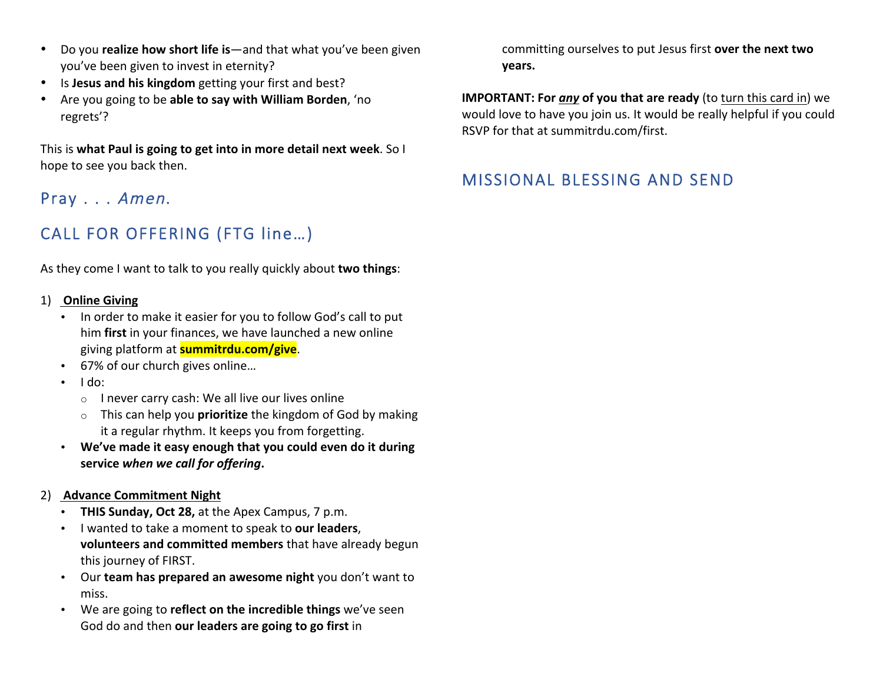- Do you **realize how short life is**—and that what you've been given you've been given to invest in eternity?
- Is **Jesus and his kingdom** getting your first and best?
- Are you going to be **able to say with William Borden**, 'no regrets'?

This is **what Paul is going to get into in more detail next week**. So I hope to see you back then.

## Pray . . . *Amen*.

## CALL FOR OFFERING (FTG line…)

As they come I want to talk to you really quickly about **two things**:

1) **Online Giving**
   - In order to make it easier for you to follow God's call to put him **first** in your finances, we have launched a new online giving platform at **summitrdu.com/give**.
   - 67% of our church gives online…
   - I do:
     - I never carry cash: We all live our lives online
     - This can help you **prioritize** the kingdom of God by making it a regular rhythm. It keeps you from forgetting.
   - **We've made it easy enough that you could even do it during service *when we call for offering*.**

2) **Advance Commitment Night**
   - **THIS Sunday, Oct 28,** at the Apex Campus, 7 p.m.
   - I wanted to take a moment to speak to **our leaders**, **volunteers and committed members** that have already begun this journey of FIRST.
   - Our **team has prepared an awesome night** you don't want to miss.
   - We are going to **reflect on the incredible things** we've seen God do and then **our leaders are going to go first** in committing ourselves to put Jesus first **over the next two years.**

**IMPORTANT: For *any* of you that are ready** (to turn this card in) we would love to have you join us. It would be really helpful if you could RSVP for that at summitrdu.com/first.

## MISSIONAL BLESSING AND SEND